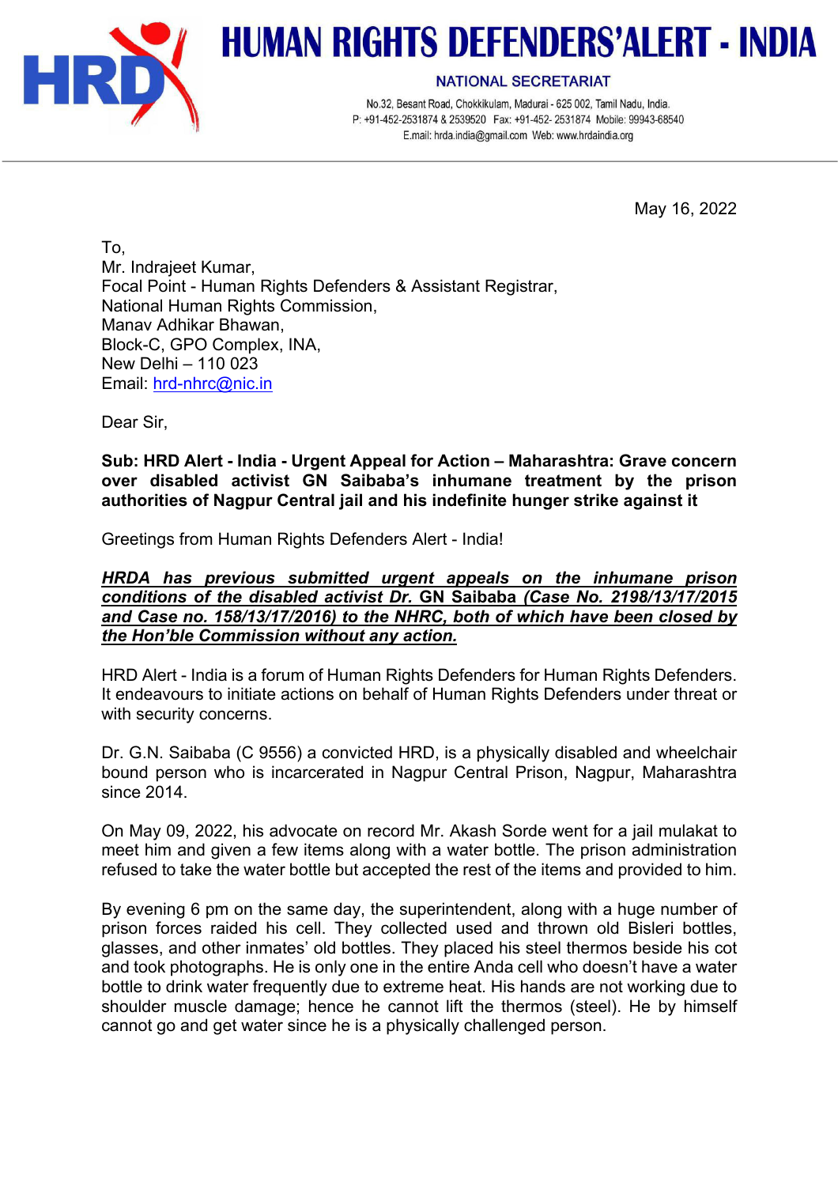# HUMAN RIGHTS DEFENDERS'ALERT - INDIA

NATIONAL SECRETARIAT

No.32, Besant Road, Chokkikulam, Madurai - 625 002, Tamil Nadu, India.
P: +91-452-2531874 & 2539520 Fax: +91-452- 2531874 Mobile: 99943-68540
E.mail: hrda.india@gmail.com Web: www.hrdaindia.org

May 16, 2022

To,
Mr. Indrajeet Kumar,
Focal Point - Human Rights Defenders & Assistant Registrar,
National Human Rights Commission,
Manav Adhikar Bhawan,
Block-C, GPO Complex, INA,
New Delhi – 110 023
Email: hrd-nhrc@nic.in

Dear Sir,

**Sub: HRD Alert - India - Urgent Appeal for Action – Maharashtra: Grave concern over disabled activist GN Saibaba's inhumane treatment by the prison authorities of Nagpur Central jail and his indefinite hunger strike against it**

Greetings from Human Rights Defenders Alert - India!

***HRDA has previous submitted urgent appeals on the inhumane prison conditions of the disabled activist Dr. GN Saibaba (Case No. 2198/13/17/2015 and Case no. 158/13/17/2016) to the NHRC, both of which have been closed by the Hon'ble Commission without any action.***

HRD Alert - India is a forum of Human Rights Defenders for Human Rights Defenders. It endeavours to initiate actions on behalf of Human Rights Defenders under threat or with security concerns.

Dr. G.N. Saibaba (C 9556) a convicted HRD, is a physically disabled and wheelchair bound person who is incarcerated in Nagpur Central Prison, Nagpur, Maharashtra since 2014.

On May 09, 2022, his advocate on record Mr. Akash Sorde went for a jail mulakat to meet him and given a few items along with a water bottle. The prison administration refused to take the water bottle but accepted the rest of the items and provided to him.

By evening 6 pm on the same day, the superintendent, along with a huge number of prison forces raided his cell. They collected used and thrown old Bisleri bottles, glasses, and other inmates' old bottles. They placed his steel thermos beside his cot and took photographs. He is only one in the entire Anda cell who doesn't have a water bottle to drink water frequently due to extreme heat. His hands are not working due to shoulder muscle damage; hence he cannot lift the thermos (steel). He by himself cannot go and get water since he is a physically challenged person.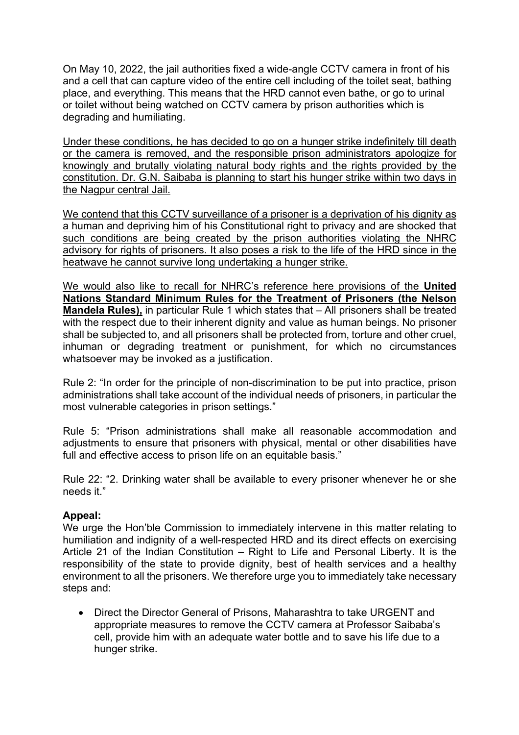On May 10, 2022, the jail authorities fixed a wide-angle CCTV camera in front of his and a cell that can capture video of the entire cell including of the toilet seat, bathing place, and everything. This means that the HRD cannot even bathe, or go to urinal or toilet without being watched on CCTV camera by prison authorities which is degrading and humiliating.

<u>Under these conditions, he has decided to go on a hunger strike indefinitely till death or the camera is removed, and the responsible prison administrators apologize for knowingly and brutally violating natural body rights and the rights provided by the constitution. Dr. G.N. Saibaba is planning to start his hunger strike within two days in the Nagpur central Jail.</u>

<u>We contend that this CCTV surveillance of a prisoner is a deprivation of his dignity as a human and depriving him of his Constitutional right to privacy and are shocked that such conditions are being created by the prison authorities violating the NHRC advisory for rights of prisoners. It also poses a risk to the life of the HRD since in the heatwave he cannot survive long undertaking a hunger strike.</u>

<u>We would also like to recall for NHRC's reference here provisions of the **United Nations Standard Minimum Rules for the Treatment of Prisoners (the Nelson Mandela Rules),**</u> in particular Rule 1 which states that – All prisoners shall be treated with the respect due to their inherent dignity and value as human beings. No prisoner shall be subjected to, and all prisoners shall be protected from, torture and other cruel, inhuman or degrading treatment or punishment, for which no circumstances whatsoever may be invoked as a justification.

Rule 2: "In order for the principle of non-discrimination to be put into practice, prison administrations shall take account of the individual needs of prisoners, in particular the most vulnerable categories in prison settings."

Rule 5: "Prison administrations shall make all reasonable accommodation and adjustments to ensure that prisoners with physical, mental or other disabilities have full and effective access to prison life on an equitable basis."

Rule 22: "2. Drinking water shall be available to every prisoner whenever he or she needs it."

**Appeal:**

We urge the Hon'ble Commission to immediately intervene in this matter relating to humiliation and indignity of a well-respected HRD and its direct effects on exercising Article 21 of the Indian Constitution – Right to Life and Personal Liberty. It is the responsibility of the state to provide dignity, best of health services and a healthy environment to all the prisoners. We therefore urge you to immediately take necessary steps and:

- Direct the Director General of Prisons, Maharashtra to take URGENT and appropriate measures to remove the CCTV camera at Professor Saibaba's cell, provide him with an adequate water bottle and to save his life due to a hunger strike.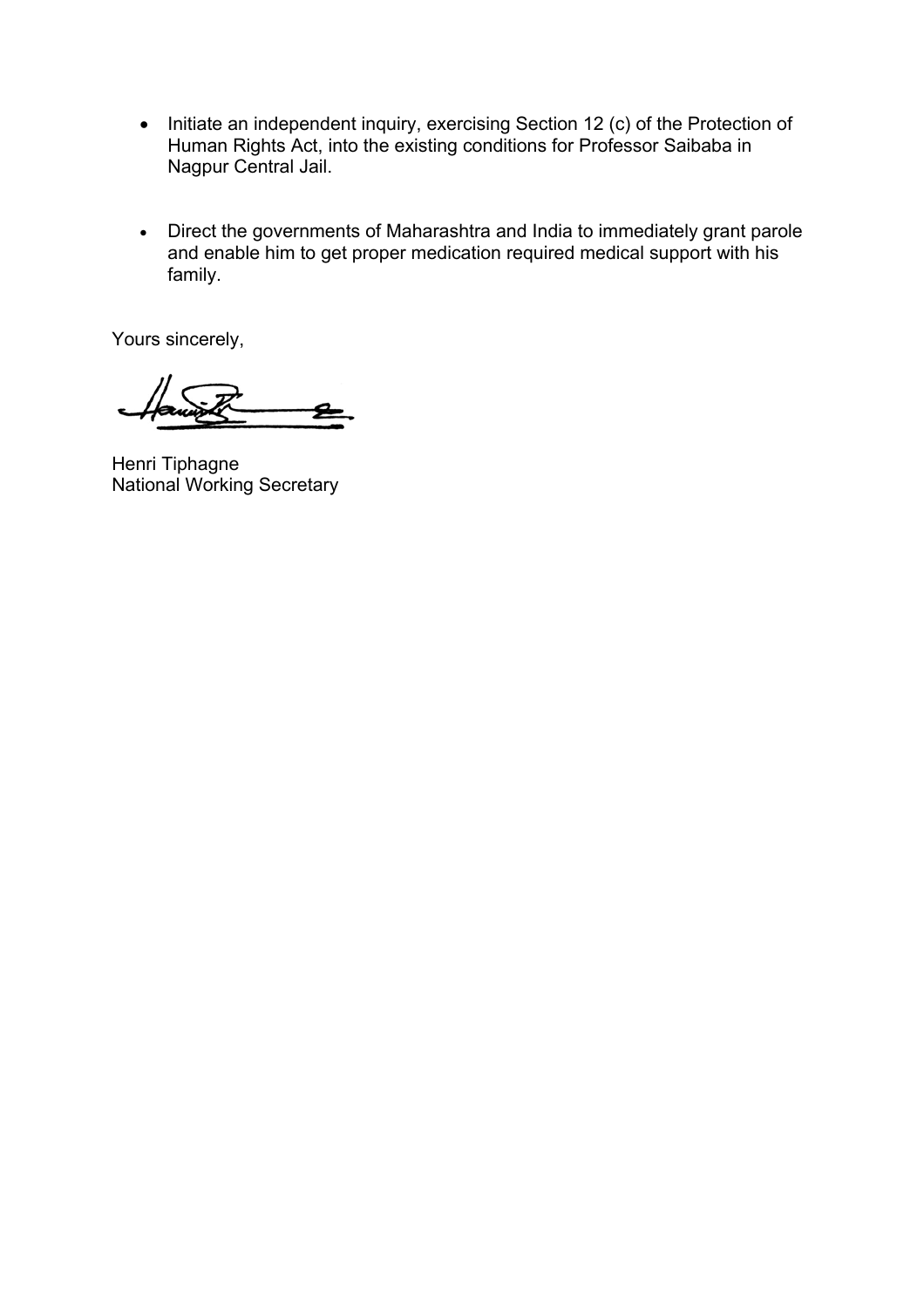- Initiate an independent inquiry, exercising Section 12 (c) of the Protection of Human Rights Act, into the existing conditions for Professor Saibaba in Nagpur Central Jail.

- Direct the governments of Maharashtra and India to immediately grant parole and enable him to get proper medication required medical support with his family.

Yours sincerely,

Henri Tiphagne
National Working Secretary